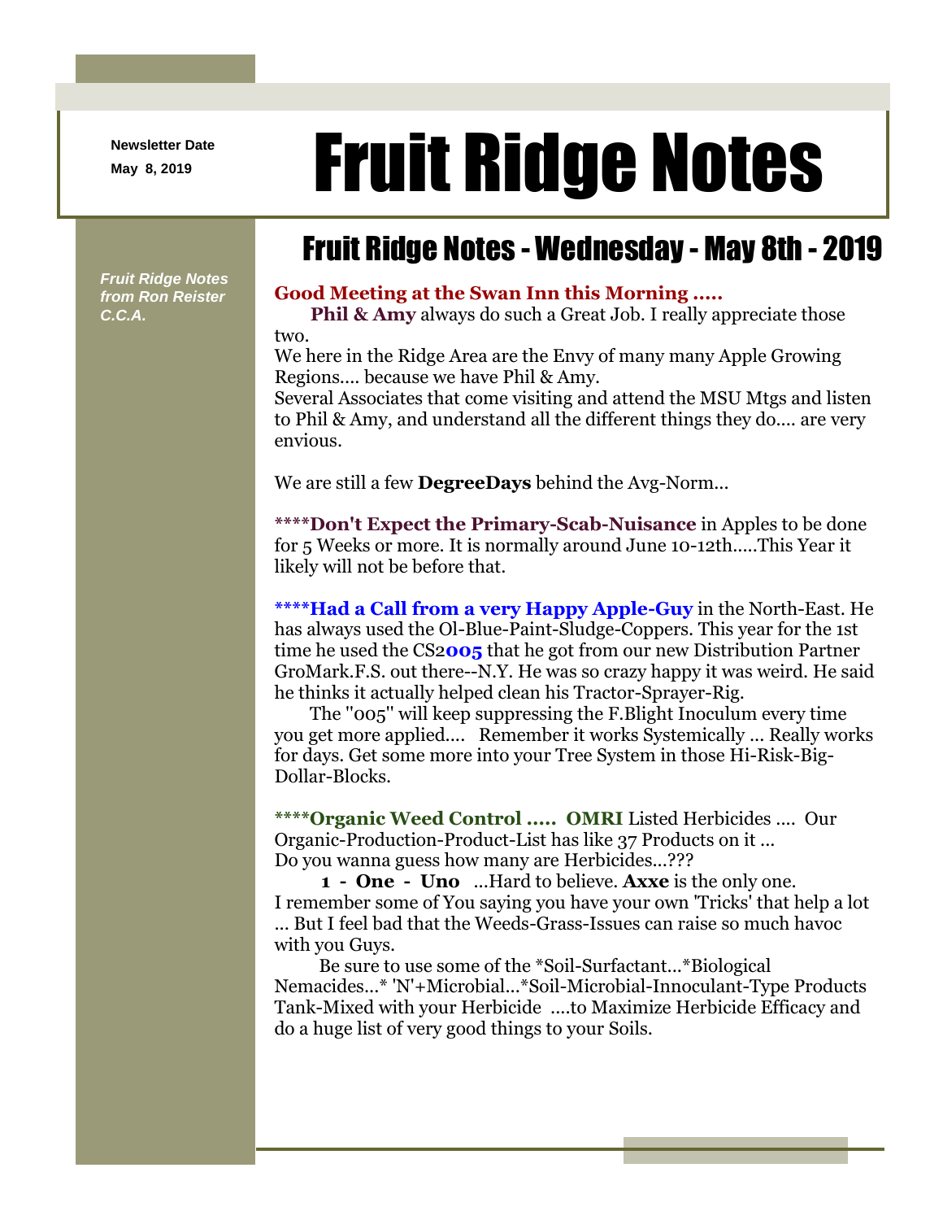Newsletter Date

May 8, 2019

# Fruit Ridge Notes

*Fruit Ridge Notes from Ron Reister C.C.A.*

## Fruit Ridge Notes - Wednesday - May 8th - 2019

**Good Meeting at the Swan Inn this Morning .....**

**Phil & Amy** always do such a Great Job. I really appreciate those two.
We here in the Ridge Area are the Envy of many many Apple Growing Regions.... because we have Phil & Amy.
Several Associates that come visiting and attend the MSU Mtgs and listen to Phil & Amy, and understand all the different things they do.... are very envious.

We are still a few **DegreeDays** behind the Avg-Norm...

****Don't Expect the Primary-Scab-Nuisance** in Apples to be done for 5 Weeks or more. It is normally around June 10-12th.....This Year it likely will not be before that.

****Had a Call from a very Happy Apple-Guy** in the North-East. He has always used the Ol-Blue-Paint-Sludge-Coppers. This year for the 1st time he used the CS2**005** that he got from our new Distribution Partner GroMark.F.S. out there--N.Y. He was so crazy happy it was weird. He said he thinks it actually helped clean his Tractor-Sprayer-Rig.

The "005" will keep suppressing the F.Blight Inoculum every time you get more applied.... Remember it works Systemically ... Really works for days. Get some more into your Tree System in those Hi-Risk-Big-Dollar-Blocks.

****Organic Weed Control ..... OMRI** Listed Herbicides .... Our Organic-Production-Product-List has like 37 Products on it ... Do you wanna guess how many are Herbicides...???

**1 - One - Uno** ...Hard to believe. **Axxe** is the only one.
I remember some of You saying you have your own 'Tricks' that help a lot ... But I feel bad that the Weeds-Grass-Issues can raise so much havoc with you Guys.

Be sure to use some of the *Soil-Surfactant...*Biological Nemacides...* 'N'+Microbial...*Soil-Microbial-Innoculant-Type Products Tank-Mixed with your Herbicide ....to Maximize Herbicide Efficacy and do a huge list of very good things to your Soils.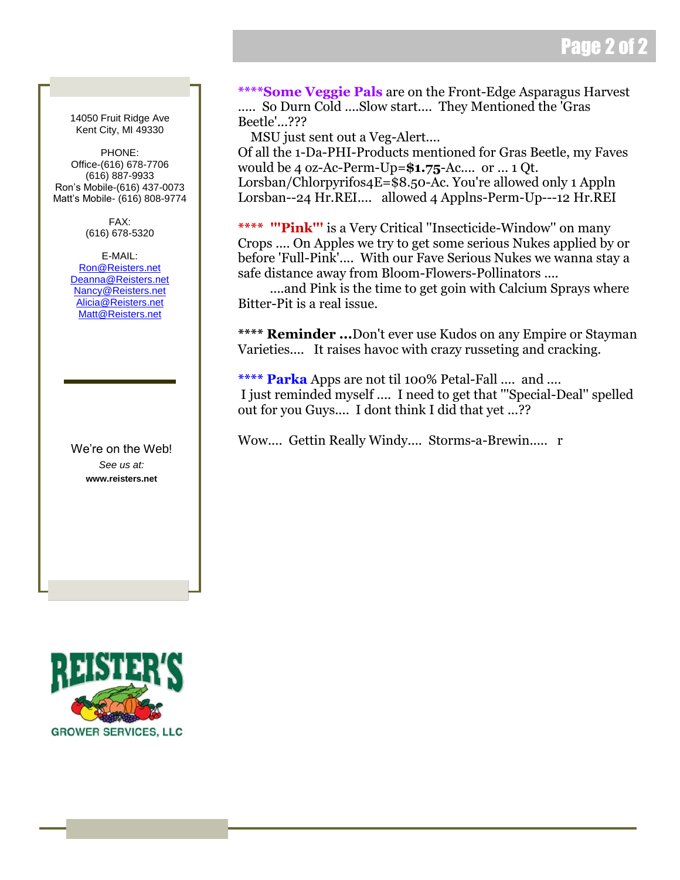14050 Fruit Ridge Ave
Kent City, MI 49330

PHONE:
Office-(616) 678-7706
(616) 887-9933
Ron's Mobile-(616) 437-0073
Matt's Mobile- (616) 808-9774

FAX:
(616) 678-5320

E-MAIL:
Ron@Reisters.net
Deanna@Reisters.net
Nancy@Reisters.net
Alicia@Reisters.net
Matt@Reisters.net

We're on the Web!
*See us at:*
**www.reisters.net**

REISTER'S GROWER SERVICES, LLC

****Some Veggie Pals** are on the Front-Edge Asparagus Harvest ..... So Durn Cold ....Slow start.... They Mentioned the 'Gras Beetle'...???

MSU just sent out a Veg-Alert....

Of all the 1-Da-PHI-Products mentioned for Gras Beetle, my Faves would be 4 oz-Ac-Perm-Up=**$1.75**-Ac.... or ... 1 Qt. Lorsban/Chlorpyrifos4E=$8.50-Ac. You're allowed only 1 Appln Lorsban--24 Hr.REI.... allowed 4 Applns-Perm-Up---12 Hr.REI

**** **"'Pink"'** is a Very Critical "Insecticide-Window" on many Crops .... On Apples we try to get some serious Nukes applied by or before 'Full-Pink'.... With our Fave Serious Nukes we wanna stay a safe distance away from Bloom-Flowers-Pollinators ....

....and Pink is the time to get goin with Calcium Sprays where Bitter-Pit is a real issue.

**** **Reminder ...**Don't ever use Kudos on any Empire or Stayman Varieties.... It raises havoc with crazy russeting and cracking.

**** **Parka** Apps are not til 100% Petal-Fall .... and ....
I just reminded myself .... I need to get that "'Special-Deal" spelled out for you Guys.... I dont think I did that yet ...??

Wow.... Gettin Really Windy.... Storms-a-Brewin..... r